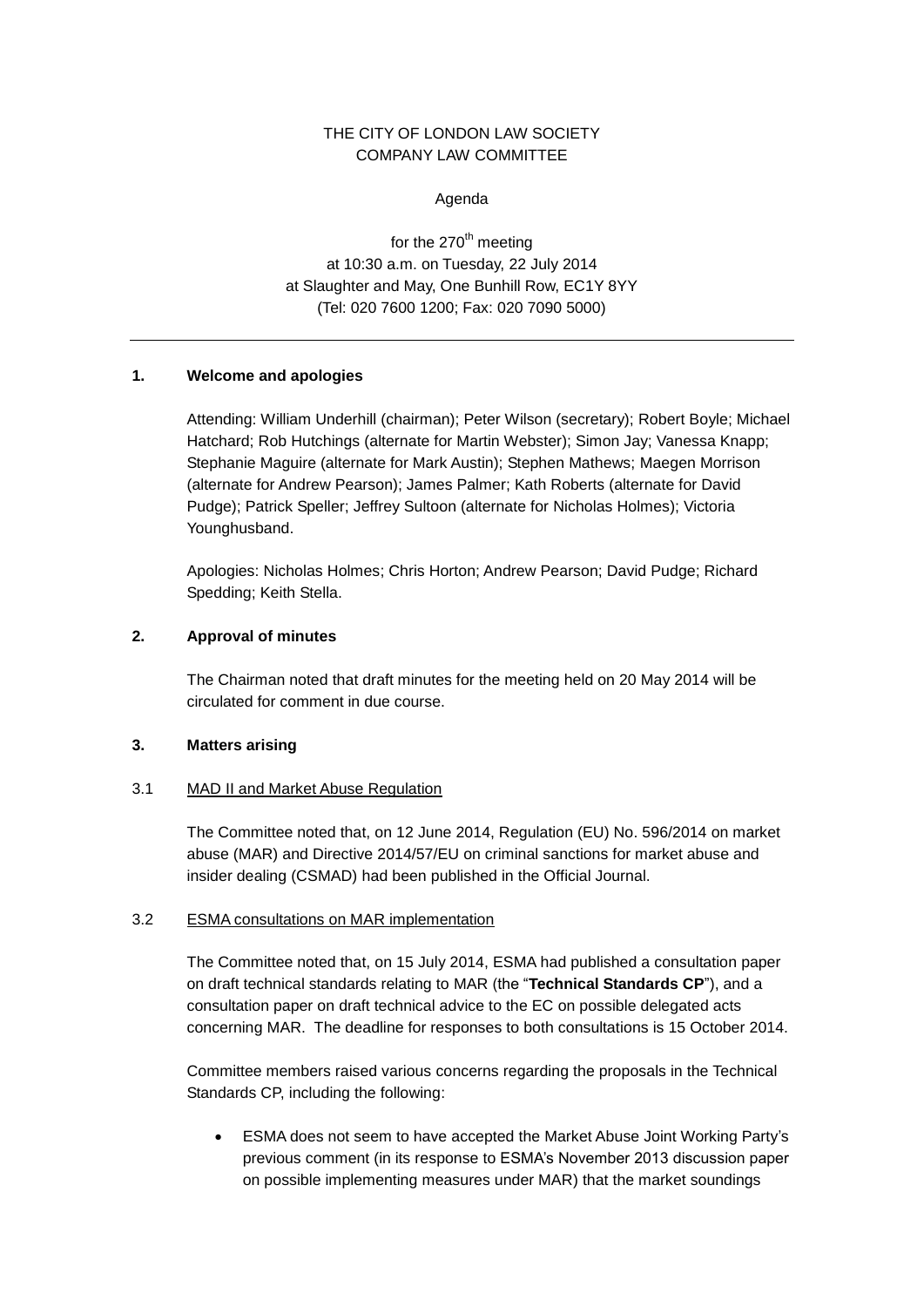THE CITY OF LONDON LAW SOCIETY
COMPANY LAW COMMITTEE

Agenda

for the 270th meeting
at 10:30 a.m. on Tuesday, 22 July 2014
at Slaughter and May, One Bunhill Row, EC1Y 8YY
(Tel: 020 7600 1200; Fax: 020 7090 5000)

---

## 1. Welcome and apologies

Attending: William Underhill (chairman); Peter Wilson (secretary); Robert Boyle; Michael Hatchard; Rob Hutchings (alternate for Martin Webster); Simon Jay; Vanessa Knapp; Stephanie Maguire (alternate for Mark Austin); Stephen Mathews; Maegen Morrison (alternate for Andrew Pearson); James Palmer; Kath Roberts (alternate for David Pudge); Patrick Speller; Jeffrey Sultoon (alternate for Nicholas Holmes); Victoria Younghusband.

Apologies: Nicholas Holmes; Chris Horton; Andrew Pearson; David Pudge; Richard Spedding; Keith Stella.

## 2. Approval of minutes

The Chairman noted that draft minutes for the meeting held on 20 May 2014 will be circulated for comment in due course.

## 3. Matters arising

### 3.1 MAD II and Market Abuse Regulation

The Committee noted that, on 12 June 2014, Regulation (EU) No. 596/2014 on market abuse (MAR) and Directive 2014/57/EU on criminal sanctions for market abuse and insider dealing (CSMAD) had been published in the Official Journal.

### 3.2 ESMA consultations on MAR implementation

The Committee noted that, on 15 July 2014, ESMA had published a consultation paper on draft technical standards relating to MAR (the "**Technical Standards CP**"), and a consultation paper on draft technical advice to the EC on possible delegated acts concerning MAR. The deadline for responses to both consultations is 15 October 2014.

Committee members raised various concerns regarding the proposals in the Technical Standards CP, including the following:

- ESMA does not seem to have accepted the Market Abuse Joint Working Party's previous comment (in its response to ESMA's November 2013 discussion paper on possible implementing measures under MAR) that the market soundings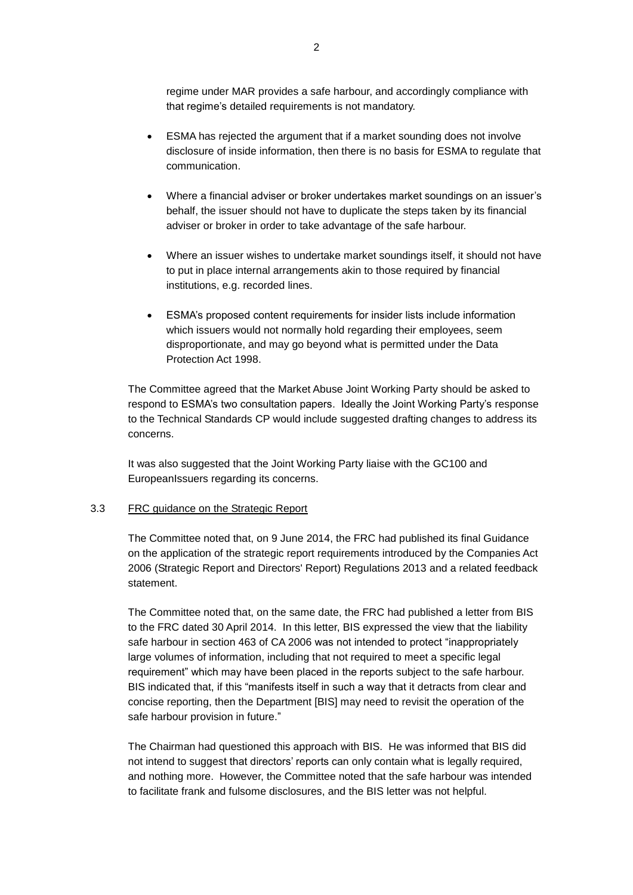regime under MAR provides a safe harbour, and accordingly compliance with that regime's detailed requirements is not mandatory.

- ESMA has rejected the argument that if a market sounding does not involve disclosure of inside information, then there is no basis for ESMA to regulate that communication.
- Where a financial adviser or broker undertakes market soundings on an issuer's behalf, the issuer should not have to duplicate the steps taken by its financial adviser or broker in order to take advantage of the safe harbour.
- Where an issuer wishes to undertake market soundings itself, it should not have to put in place internal arrangements akin to those required by financial institutions, e.g. recorded lines.
- ESMA's proposed content requirements for insider lists include information which issuers would not normally hold regarding their employees, seem disproportionate, and may go beyond what is permitted under the Data Protection Act 1998.

The Committee agreed that the Market Abuse Joint Working Party should be asked to respond to ESMA's two consultation papers. Ideally the Joint Working Party's response to the Technical Standards CP would include suggested drafting changes to address its concerns.

It was also suggested that the Joint Working Party liaise with the GC100 and EuropeanIssuers regarding its concerns.

3.3 <u>FRC guidance on the Strategic Report</u>

The Committee noted that, on 9 June 2014, the FRC had published its final Guidance on the application of the strategic report requirements introduced by the Companies Act 2006 (Strategic Report and Directors' Report) Regulations 2013 and a related feedback statement.

The Committee noted that, on the same date, the FRC had published a letter from BIS to the FRC dated 30 April 2014. In this letter, BIS expressed the view that the liability safe harbour in section 463 of CA 2006 was not intended to protect "inappropriately large volumes of information, including that not required to meet a specific legal requirement" which may have been placed in the reports subject to the safe harbour. BIS indicated that, if this "manifests itself in such a way that it detracts from clear and concise reporting, then the Department [BIS] may need to revisit the operation of the safe harbour provision in future."

The Chairman had questioned this approach with BIS. He was informed that BIS did not intend to suggest that directors' reports can only contain what is legally required, and nothing more. However, the Committee noted that the safe harbour was intended to facilitate frank and fulsome disclosures, and the BIS letter was not helpful.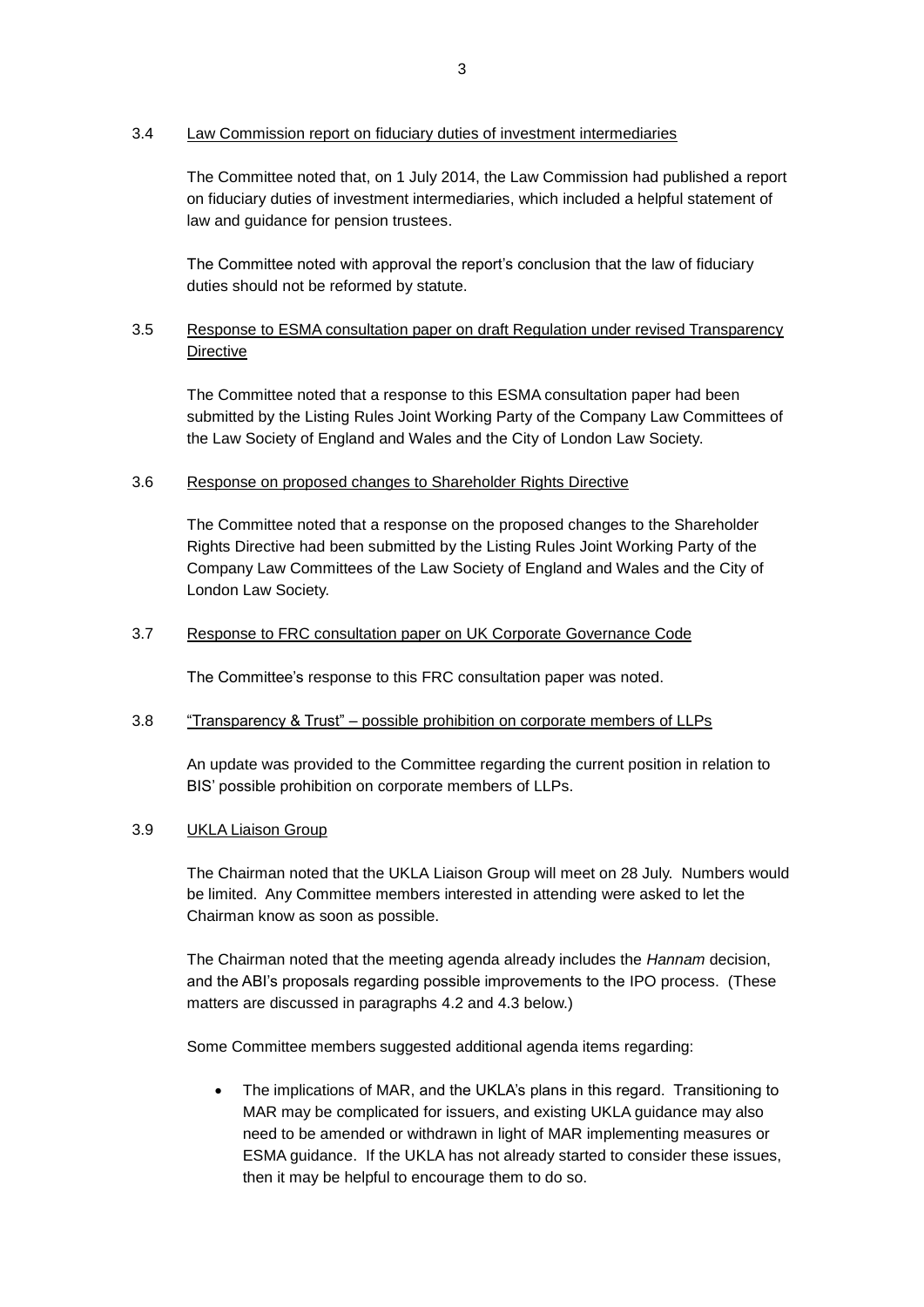### 3.4 Law Commission report on fiduciary duties of investment intermediaries

The Committee noted that, on 1 July 2014, the Law Commission had published a report on fiduciary duties of investment intermediaries, which included a helpful statement of law and guidance for pension trustees.

The Committee noted with approval the report's conclusion that the law of fiduciary duties should not be reformed by statute.

### 3.5 Response to ESMA consultation paper on draft Regulation under revised Transparency Directive

The Committee noted that a response to this ESMA consultation paper had been submitted by the Listing Rules Joint Working Party of the Company Law Committees of the Law Society of England and Wales and the City of London Law Society.

### 3.6 Response on proposed changes to Shareholder Rights Directive

The Committee noted that a response on the proposed changes to the Shareholder Rights Directive had been submitted by the Listing Rules Joint Working Party of the Company Law Committees of the Law Society of England and Wales and the City of London Law Society.

### 3.7 Response to FRC consultation paper on UK Corporate Governance Code

The Committee's response to this FRC consultation paper was noted.

### 3.8 "Transparency & Trust" – possible prohibition on corporate members of LLPs

An update was provided to the Committee regarding the current position in relation to BIS' possible prohibition on corporate members of LLPs.

### 3.9 UKLA Liaison Group

The Chairman noted that the UKLA Liaison Group will meet on 28 July. Numbers would be limited. Any Committee members interested in attending were asked to let the Chairman know as soon as possible.

The Chairman noted that the meeting agenda already includes the *Hannam* decision, and the ABI's proposals regarding possible improvements to the IPO process. (These matters are discussed in paragraphs 4.2 and 4.3 below.)

Some Committee members suggested additional agenda items regarding:

- The implications of MAR, and the UKLA's plans in this regard. Transitioning to MAR may be complicated for issuers, and existing UKLA guidance may also need to be amended or withdrawn in light of MAR implementing measures or ESMA guidance. If the UKLA has not already started to consider these issues, then it may be helpful to encourage them to do so.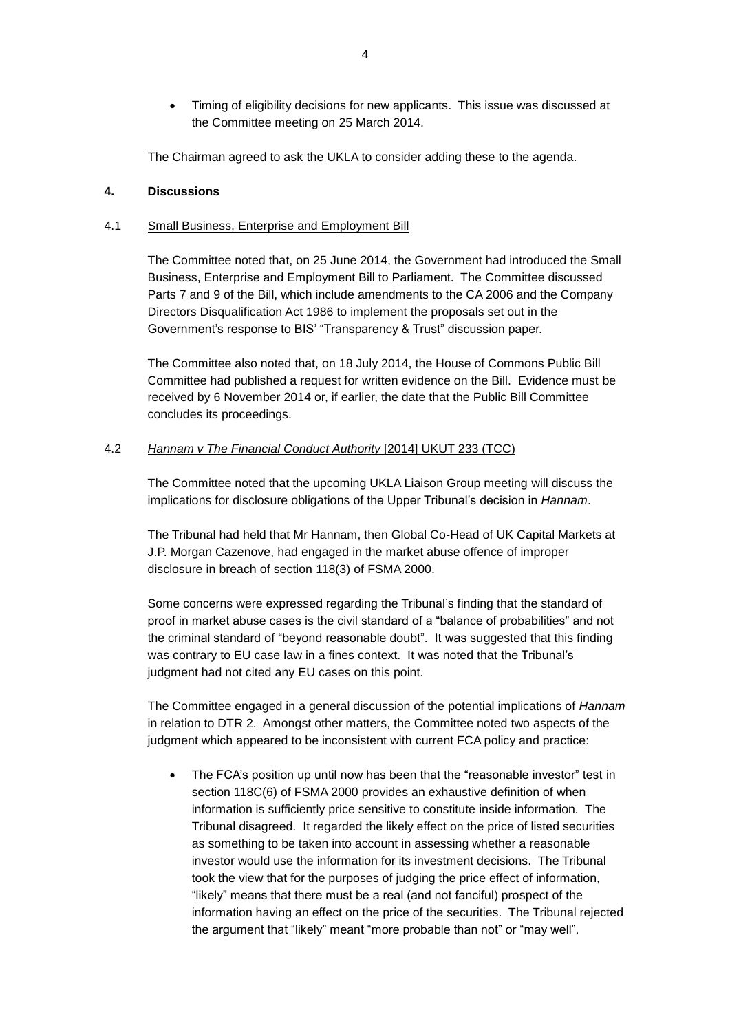- Timing of eligibility decisions for new applicants. This issue was discussed at the Committee meeting on 25 March 2014.

The Chairman agreed to ask the UKLA to consider adding these to the agenda.

## 4. Discussions

### 4.1 Small Business, Enterprise and Employment Bill

The Committee noted that, on 25 June 2014, the Government had introduced the Small Business, Enterprise and Employment Bill to Parliament. The Committee discussed Parts 7 and 9 of the Bill, which include amendments to the CA 2006 and the Company Directors Disqualification Act 1986 to implement the proposals set out in the Government's response to BIS' "Transparency & Trust" discussion paper.

The Committee also noted that, on 18 July 2014, the House of Commons Public Bill Committee had published a request for written evidence on the Bill. Evidence must be received by 6 November 2014 or, if earlier, the date that the Public Bill Committee concludes its proceedings.

### 4.2 *Hannam v The Financial Conduct Authority* [2014] UKUT 233 (TCC)

The Committee noted that the upcoming UKLA Liaison Group meeting will discuss the implications for disclosure obligations of the Upper Tribunal's decision in *Hannam*.

The Tribunal had held that Mr Hannam, then Global Co-Head of UK Capital Markets at J.P. Morgan Cazenove, had engaged in the market abuse offence of improper disclosure in breach of section 118(3) of FSMA 2000.

Some concerns were expressed regarding the Tribunal's finding that the standard of proof in market abuse cases is the civil standard of a "balance of probabilities" and not the criminal standard of "beyond reasonable doubt". It was suggested that this finding was contrary to EU case law in a fines context. It was noted that the Tribunal's judgment had not cited any EU cases on this point.

The Committee engaged in a general discussion of the potential implications of *Hannam* in relation to DTR 2. Amongst other matters, the Committee noted two aspects of the judgment which appeared to be inconsistent with current FCA policy and practice:

- The FCA's position up until now has been that the "reasonable investor" test in section 118C(6) of FSMA 2000 provides an exhaustive definition of when information is sufficiently price sensitive to constitute inside information. The Tribunal disagreed. It regarded the likely effect on the price of listed securities as something to be taken into account in assessing whether a reasonable investor would use the information for its investment decisions. The Tribunal took the view that for the purposes of judging the price effect of information, "likely" means that there must be a real (and not fanciful) prospect of the information having an effect on the price of the securities. The Tribunal rejected the argument that "likely" meant "more probable than not" or "may well".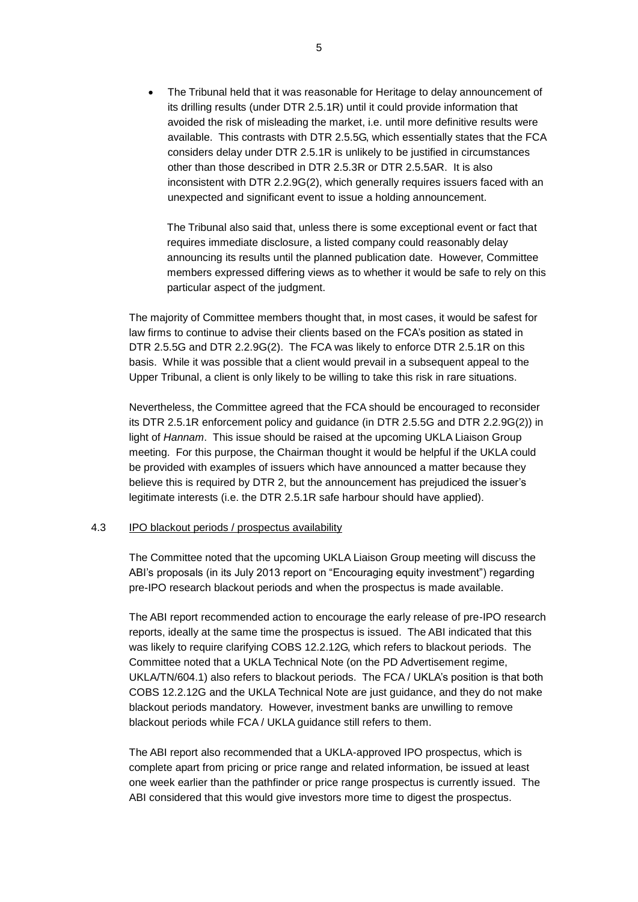- The Tribunal held that it was reasonable for Heritage to delay announcement of its drilling results (under DTR 2.5.1R) until it could provide information that avoided the risk of misleading the market, i.e. until more definitive results were available. This contrasts with DTR 2.5.5G, which essentially states that the FCA considers delay under DTR 2.5.1R is unlikely to be justified in circumstances other than those described in DTR 2.5.3R or DTR 2.5.5AR. It is also inconsistent with DTR 2.2.9G(2), which generally requires issuers faced with an unexpected and significant event to issue a holding announcement.

  The Tribunal also said that, unless there is some exceptional event or fact that requires immediate disclosure, a listed company could reasonably delay announcing its results until the planned publication date. However, Committee members expressed differing views as to whether it would be safe to rely on this particular aspect of the judgment.

The majority of Committee members thought that, in most cases, it would be safest for law firms to continue to advise their clients based on the FCA's position as stated in DTR 2.5.5G and DTR 2.2.9G(2). The FCA was likely to enforce DTR 2.5.1R on this basis. While it was possible that a client would prevail in a subsequent appeal to the Upper Tribunal, a client is only likely to be willing to take this risk in rare situations.

Nevertheless, the Committee agreed that the FCA should be encouraged to reconsider its DTR 2.5.1R enforcement policy and guidance (in DTR 2.5.5G and DTR 2.2.9G(2)) in light of *Hannam*. This issue should be raised at the upcoming UKLA Liaison Group meeting. For this purpose, the Chairman thought it would be helpful if the UKLA could be provided with examples of issuers which have announced a matter because they believe this is required by DTR 2, but the announcement has prejudiced the issuer's legitimate interests (i.e. the DTR 2.5.1R safe harbour should have applied).

4.3 <u>IPO blackout periods / prospectus availability</u>

The Committee noted that the upcoming UKLA Liaison Group meeting will discuss the ABI's proposals (in its July 2013 report on "Encouraging equity investment") regarding pre-IPO research blackout periods and when the prospectus is made available.

The ABI report recommended action to encourage the early release of pre-IPO research reports, ideally at the same time the prospectus is issued. The ABI indicated that this was likely to require clarifying COBS 12.2.12G, which refers to blackout periods. The Committee noted that a UKLA Technical Note (on the PD Advertisement regime, UKLA/TN/604.1) also refers to blackout periods. The FCA / UKLA's position is that both COBS 12.2.12G and the UKLA Technical Note are just guidance, and they do not make blackout periods mandatory. However, investment banks are unwilling to remove blackout periods while FCA / UKLA guidance still refers to them.

The ABI report also recommended that a UKLA-approved IPO prospectus, which is complete apart from pricing or price range and related information, be issued at least one week earlier than the pathfinder or price range prospectus is currently issued. The ABI considered that this would give investors more time to digest the prospectus.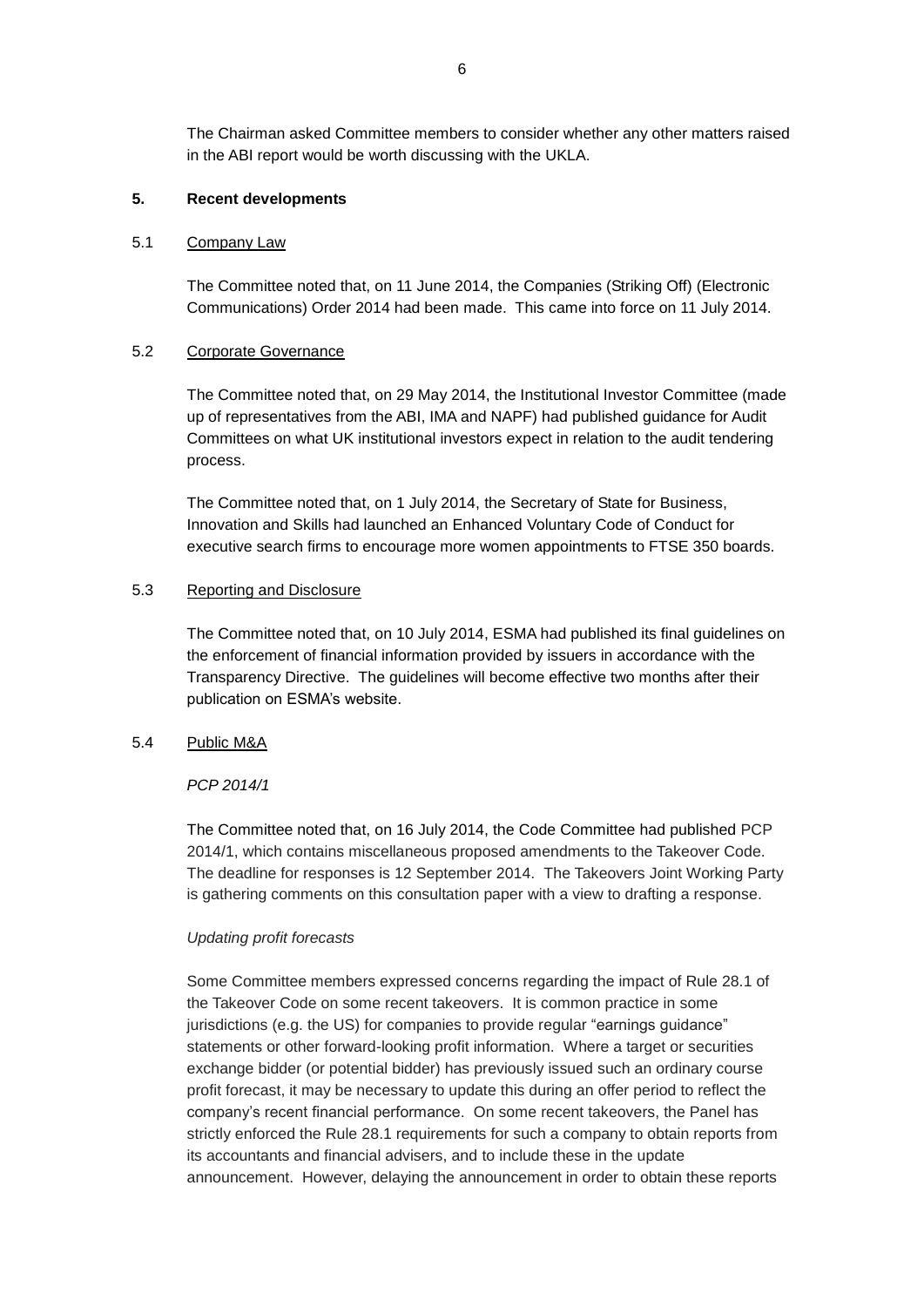The Chairman asked Committee members to consider whether any other matters raised in the ABI report would be worth discussing with the UKLA.

**5. Recent developments**

5.1 Company Law

The Committee noted that, on 11 June 2014, the Companies (Striking Off) (Electronic Communications) Order 2014 had been made. This came into force on 11 July 2014.

5.2 Corporate Governance

The Committee noted that, on 29 May 2014, the Institutional Investor Committee (made up of representatives from the ABI, IMA and NAPF) had published guidance for Audit Committees on what UK institutional investors expect in relation to the audit tendering process.

The Committee noted that, on 1 July 2014, the Secretary of State for Business, Innovation and Skills had launched an Enhanced Voluntary Code of Conduct for executive search firms to encourage more women appointments to FTSE 350 boards.

5.3 Reporting and Disclosure

The Committee noted that, on 10 July 2014, ESMA had published its final guidelines on the enforcement of financial information provided by issuers in accordance with the Transparency Directive. The guidelines will become effective two months after their publication on ESMA's website.

5.4 Public M&A

*PCP 2014/1*

The Committee noted that, on 16 July 2014, the Code Committee had published PCP 2014/1, which contains miscellaneous proposed amendments to the Takeover Code. The deadline for responses is 12 September 2014. The Takeovers Joint Working Party is gathering comments on this consultation paper with a view to drafting a response.

*Updating profit forecasts*

Some Committee members expressed concerns regarding the impact of Rule 28.1 of the Takeover Code on some recent takeovers. It is common practice in some jurisdictions (e.g. the US) for companies to provide regular "earnings guidance" statements or other forward-looking profit information. Where a target or securities exchange bidder (or potential bidder) has previously issued such an ordinary course profit forecast, it may be necessary to update this during an offer period to reflect the company's recent financial performance. On some recent takeovers, the Panel has strictly enforced the Rule 28.1 requirements for such a company to obtain reports from its accountants and financial advisers, and to include these in the update announcement. However, delaying the announcement in order to obtain these reports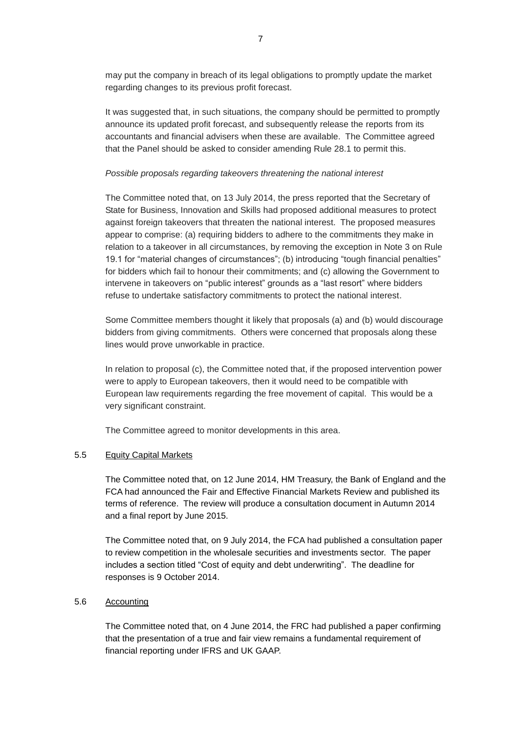may put the company in breach of its legal obligations to promptly update the market regarding changes to its previous profit forecast.

It was suggested that, in such situations, the company should be permitted to promptly announce its updated profit forecast, and subsequently release the reports from its accountants and financial advisers when these are available. The Committee agreed that the Panel should be asked to consider amending Rule 28.1 to permit this.

*Possible proposals regarding takeovers threatening the national interest*

The Committee noted that, on 13 July 2014, the press reported that the Secretary of State for Business, Innovation and Skills had proposed additional measures to protect against foreign takeovers that threaten the national interest. The proposed measures appear to comprise: (a) requiring bidders to adhere to the commitments they make in relation to a takeover in all circumstances, by removing the exception in Note 3 on Rule 19.1 for "material changes of circumstances"; (b) introducing "tough financial penalties" for bidders which fail to honour their commitments; and (c) allowing the Government to intervene in takeovers on "public interest" grounds as a "last resort" where bidders refuse to undertake satisfactory commitments to protect the national interest.

Some Committee members thought it likely that proposals (a) and (b) would discourage bidders from giving commitments. Others were concerned that proposals along these lines would prove unworkable in practice.

In relation to proposal (c), the Committee noted that, if the proposed intervention power were to apply to European takeovers, then it would need to be compatible with European law requirements regarding the free movement of capital. This would be a very significant constraint.

The Committee agreed to monitor developments in this area.

5.5 Equity Capital Markets

The Committee noted that, on 12 June 2014, HM Treasury, the Bank of England and the FCA had announced the Fair and Effective Financial Markets Review and published its terms of reference. The review will produce a consultation document in Autumn 2014 and a final report by June 2015.

The Committee noted that, on 9 July 2014, the FCA had published a consultation paper to review competition in the wholesale securities and investments sector. The paper includes a section titled "Cost of equity and debt underwriting". The deadline for responses is 9 October 2014.

5.6 Accounting

The Committee noted that, on 4 June 2014, the FRC had published a paper confirming that the presentation of a true and fair view remains a fundamental requirement of financial reporting under IFRS and UK GAAP.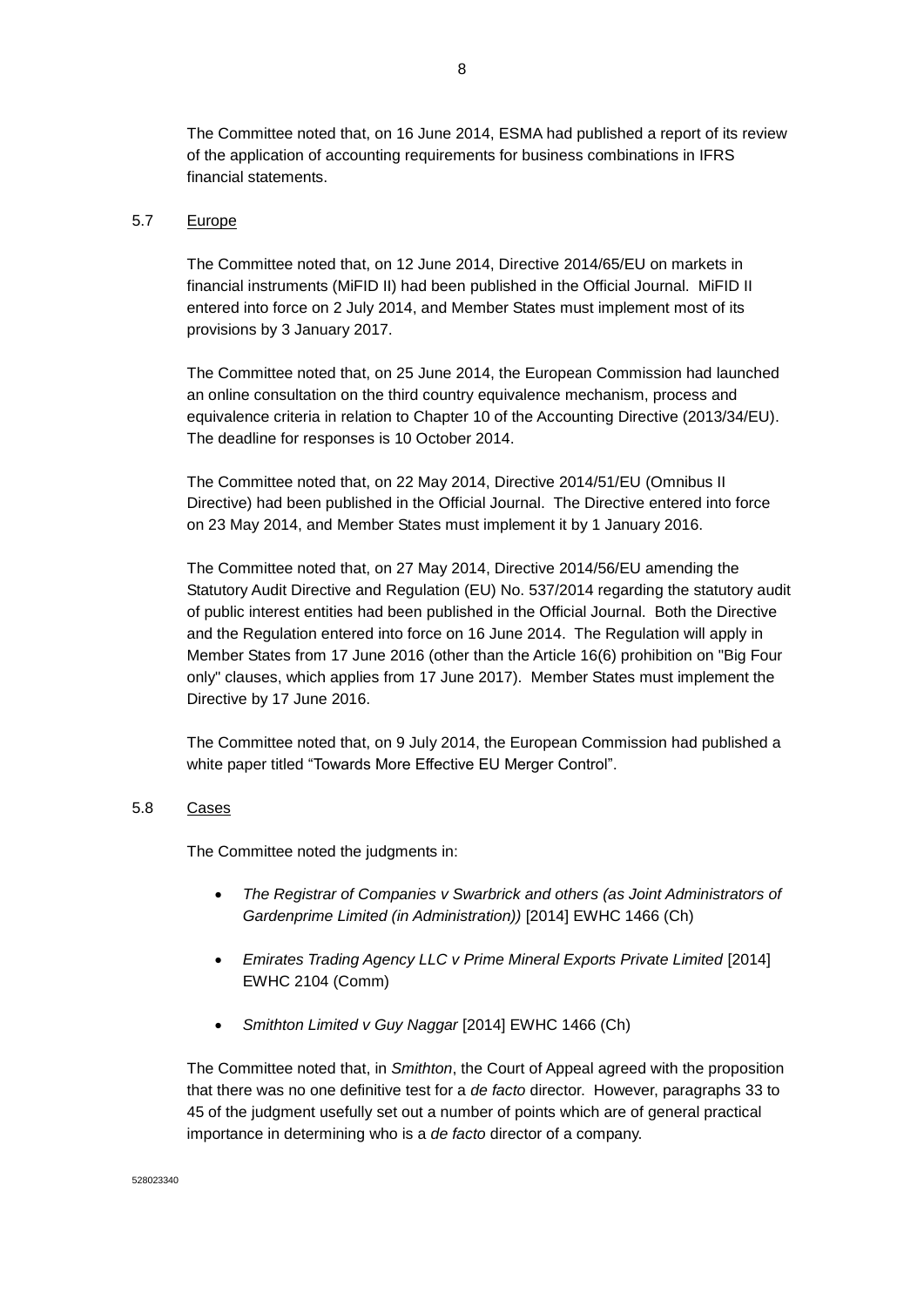The Committee noted that, on 16 June 2014, ESMA had published a report of its review of the application of accounting requirements for business combinations in IFRS financial statements.

5.7 Europe

The Committee noted that, on 12 June 2014, Directive 2014/65/EU on markets in financial instruments (MiFID II) had been published in the Official Journal. MiFID II entered into force on 2 July 2014, and Member States must implement most of its provisions by 3 January 2017.

The Committee noted that, on 25 June 2014, the European Commission had launched an online consultation on the third country equivalence mechanism, process and equivalence criteria in relation to Chapter 10 of the Accounting Directive (2013/34/EU). The deadline for responses is 10 October 2014.

The Committee noted that, on 22 May 2014, Directive 2014/51/EU (Omnibus II Directive) had been published in the Official Journal. The Directive entered into force on 23 May 2014, and Member States must implement it by 1 January 2016.

The Committee noted that, on 27 May 2014, Directive 2014/56/EU amending the Statutory Audit Directive and Regulation (EU) No. 537/2014 regarding the statutory audit of public interest entities had been published in the Official Journal. Both the Directive and the Regulation entered into force on 16 June 2014. The Regulation will apply in Member States from 17 June 2016 (other than the Article 16(6) prohibition on "Big Four only" clauses, which applies from 17 June 2017). Member States must implement the Directive by 17 June 2016.

The Committee noted that, on 9 July 2014, the European Commission had published a white paper titled "Towards More Effective EU Merger Control".

5.8 Cases

The Committee noted the judgments in:

- *The Registrar of Companies v Swarbrick and others (as Joint Administrators of Gardenprime Limited (in Administration))* [2014] EWHC 1466 (Ch)
- *Emirates Trading Agency LLC v Prime Mineral Exports Private Limited* [2014] EWHC 2104 (Comm)
- *Smithton Limited v Guy Naggar* [2014] EWHC 1466 (Ch)

The Committee noted that, in *Smithton*, the Court of Appeal agreed with the proposition that there was no one definitive test for a *de facto* director. However, paragraphs 33 to 45 of the judgment usefully set out a number of points which are of general practical importance in determining who is a *de facto* director of a company.